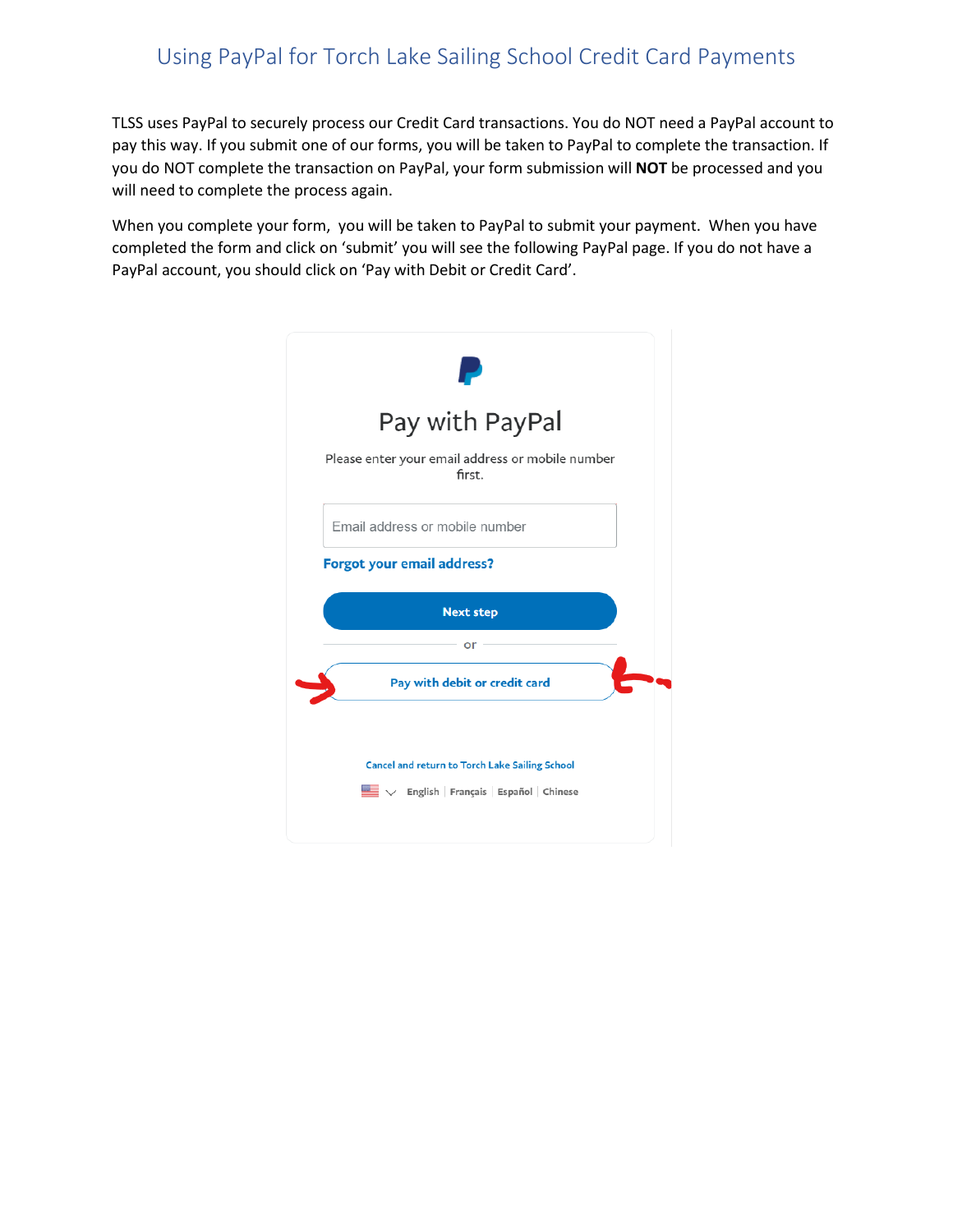# Using PayPal for Torch Lake Sailing School Credit Card Payments

TLSS uses PayPal to securely process our Credit Card transactions. You do NOT need a PayPal account to pay this way. If you submit one of our forms, you will be taken to PayPal to complete the transaction. If you do NOT complete the transaction on PayPal, your form submission will **NOT** be processed and you will need to complete the process again.

When you complete your form, you will be taken to PayPal to submit your payment. When you have completed the form and click on 'submit' you will see the following PayPal page. If you do not have a PayPal account, you should click on 'Pay with Debit or Credit Card'.

Pay with PayPal

Please enter your email address or mobile number first.

Email address or mobile number

Forgot your email address?

Next step

or

Pay with debit or credit card

Cancel and return to Torch Lake Sailing School

English | Français | Español | Chinese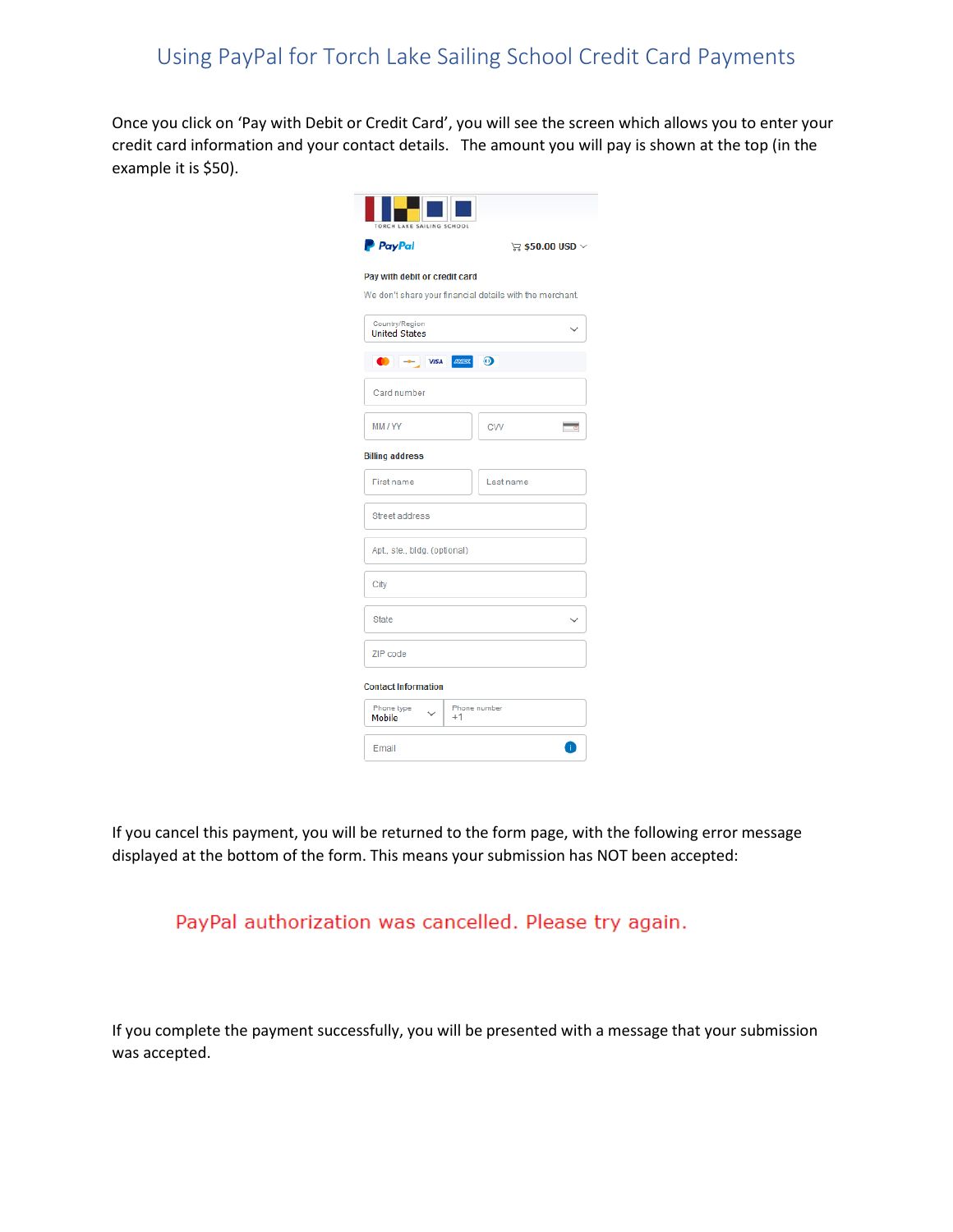# Using PayPal for Torch Lake Sailing School Credit Card Payments

Once you click on 'Pay with Debit or Credit Card', you will see the screen which allows you to enter your credit card information and your contact details. The amount you will pay is shown at the top (in the example it is $50).

If you cancel this payment, you will be returned to the form page, with the following error message displayed at the bottom of the form. This means your submission has NOT been accepted:

PayPal authorization was cancelled. Please try again.

If you complete the payment successfully, you will be presented with a message that your submission was accepted.